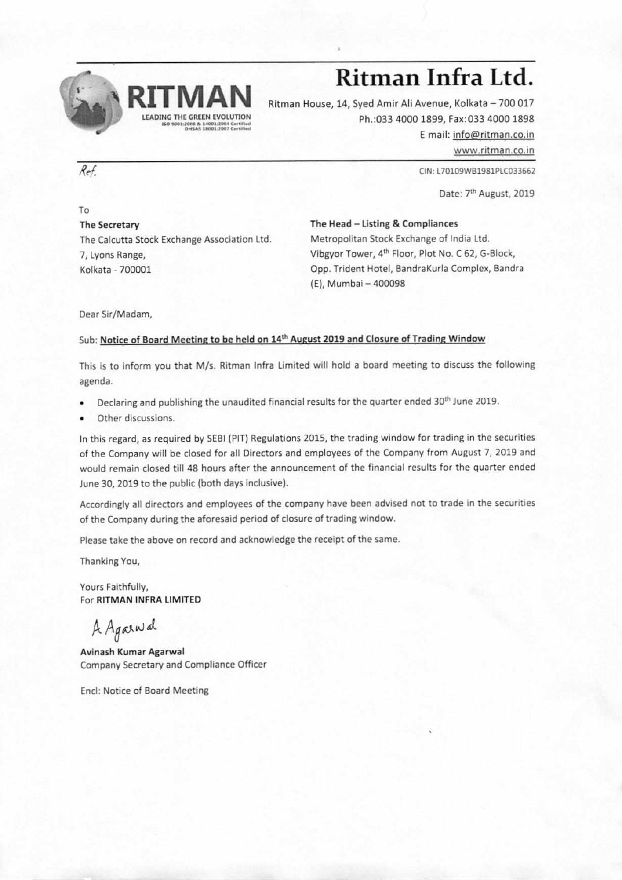# Ritman Infra Ltd.

RITMAN
LEADING THE GREEN EVOLUTION
ISO 9001:2008 & 14001:2004 Certified
OHSAS 18001:2007 Certified

Ritman House, 14, Syed Amir Ali Avenue, Kolkata – 700 017
Ph.:033 4000 1899, Fax:033 4000 1898
E mail: info@ritman.co.in
www.ritman.co.in

Ref.

CIN: L70109WB1981PLC033662

Date: 7th August, 2019

To

**The Secretary**
The Calcutta Stock Exchange Association Ltd.
7, Lyons Range,
Kolkata - 700001

**The Head – Listing & Compliances**
Metropolitan Stock Exchange of India Ltd.
Vibgyor Tower, 4th Floor, Plot No. C 62, G-Block,
Opp. Trident Hotel, BandraKurla Complex, Bandra (E), Mumbai – 400098

Dear Sir/Madam,

Sub: **Notice of Board Meeting to be held on 14th August 2019 and Closure of Trading Window**

This is to inform you that M/s. Ritman Infra Limited will hold a board meeting to discuss the following agenda.

- Declaring and publishing the unaudited financial results for the quarter ended 30th June 2019.
- Other discussions.

In this regard, as required by SEBI (PIT) Regulations 2015, the trading window for trading in the securities of the Company will be closed for all Directors and employees of the Company from August 7, 2019 and would remain closed till 48 hours after the announcement of the financial results for the quarter ended June 30, 2019 to the public (both days inclusive).

Accordingly all directors and employees of the company have been advised not to trade in the securities of the Company during the aforesaid period of closure of trading window.

Please take the above on record and acknowledge the receipt of the same.

Thanking You,

Yours Faithfully,
For **RITMAN INFRA LIMITED**

A Agarwal

**Avinash Kumar Agarwal**
Company Secretary and Compliance Officer

Encl: Notice of Board Meeting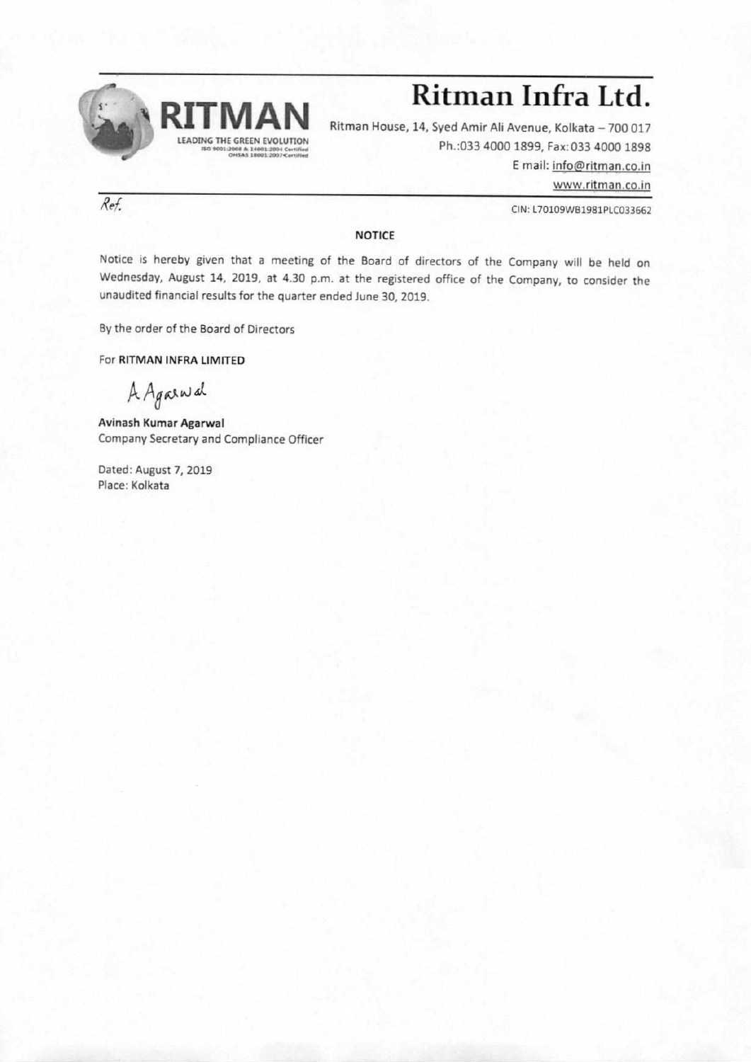# Ritman Infra Ltd.

RITMAN
LEADING THE GREEN EVOLUTION
ISO 9001:2008 & 14001:2004 Certified
OHSAS 18001:2007 Certified

Ritman House, 14, Syed Amir Ali Avenue, Kolkata – 700 017
Ph.:033 4000 1899, Fax: 033 4000 1898
E mail: info@ritman.co.in
www.ritman.co.in

Ref.

CIN: L70109WB1981PLC033662

**NOTICE**

Notice is hereby given that a meeting of the Board of directors of the Company will be held on Wednesday, August 14, 2019, at 4.30 p.m. at the registered office of the Company, to consider the unaudited financial results for the quarter ended June 30, 2019.

By the order of the Board of Directors

For **RITMAN INFRA LIMITED**

A Agarwal

**Avinash Kumar Agarwal**
Company Secretary and Compliance Officer

Dated: August 7, 2019
Place: Kolkata